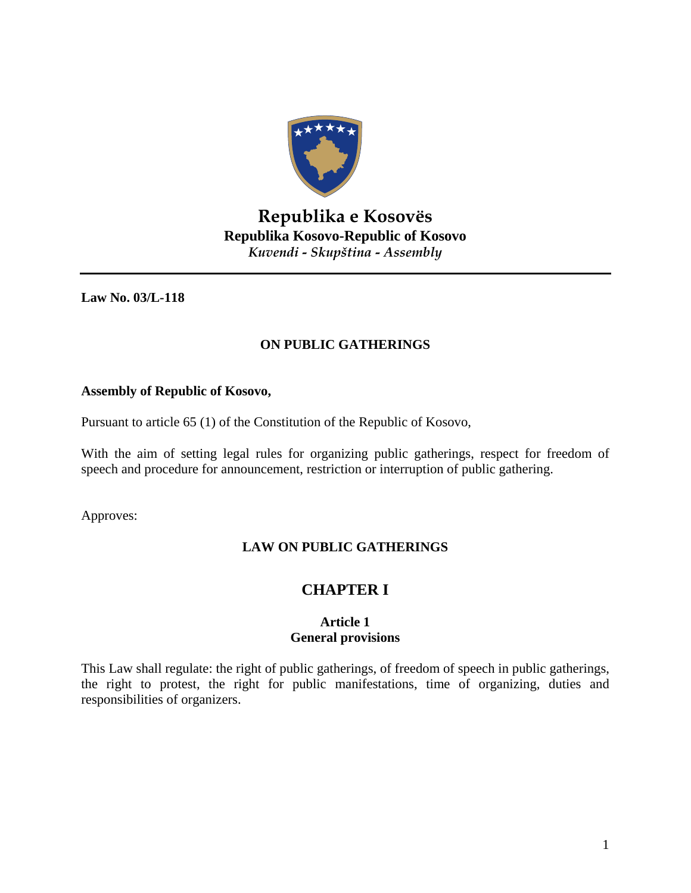# Republika e Kosovës

**Republika Kosovo-Republic of Kosovo**

*Kuvendi - Skupština - Assembly*

---

**Law No. 03/L-118**

## ON PUBLIC GATHERINGS

**Assembly of Republic of Kosovo,**

Pursuant to article 65 (1) of the Constitution of the Republic of Kosovo,

With the aim of setting legal rules for organizing public gatherings, respect for freedom of speech and procedure for announcement, restriction or interruption of public gathering.

Approves:

## LAW ON PUBLIC GATHERINGS

## CHAPTER I

### Article 1
### General provisions

This Law shall regulate: the right of public gatherings, of freedom of speech in public gatherings, the right to protest, the right for public manifestations, time of organizing, duties and responsibilities of organizers.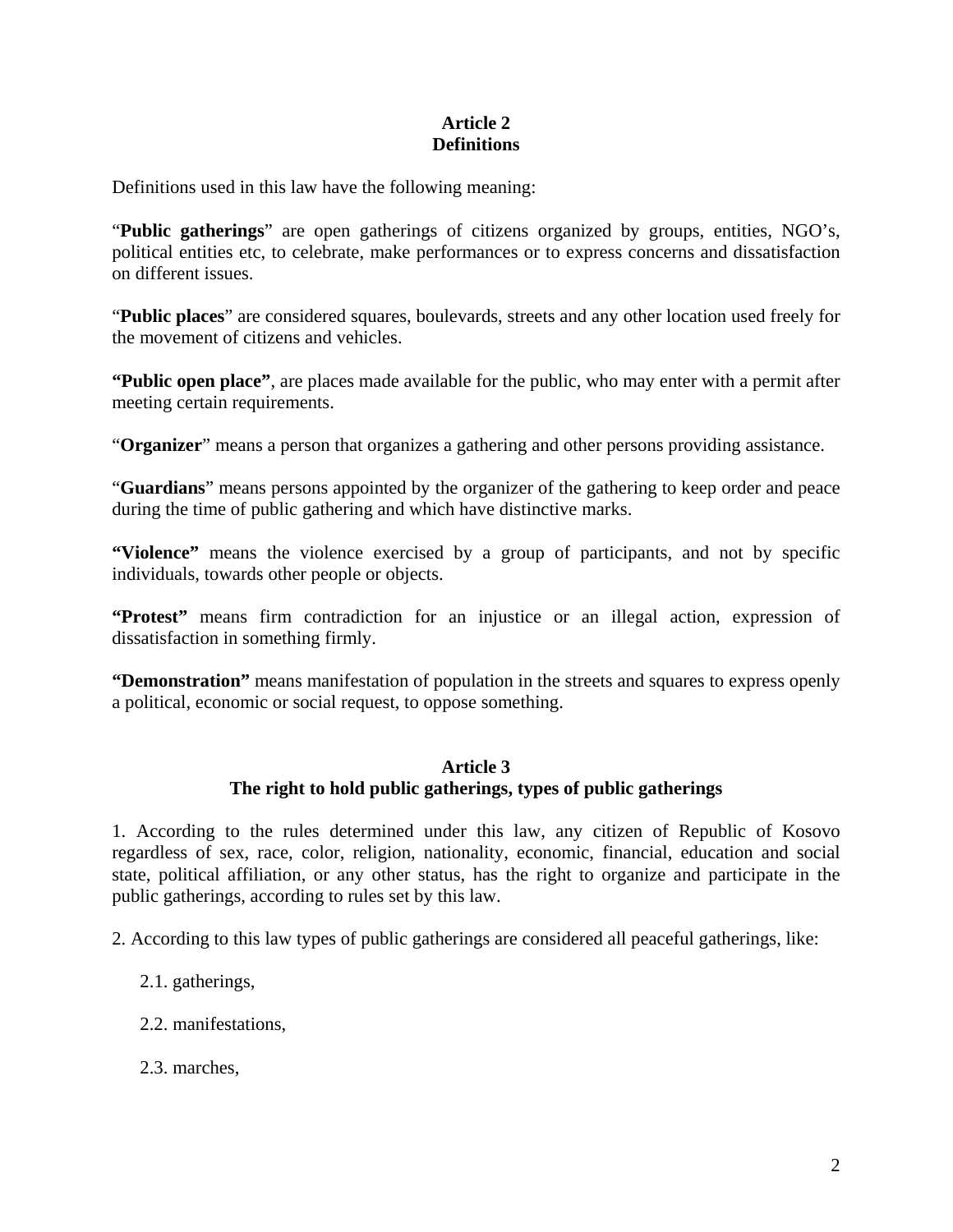## Article 2
## Definitions

Definitions used in this law have the following meaning:

“**Public gatherings**” are open gatherings of citizens organized by groups, entities, NGO’s, political entities etc, to celebrate, make performances or to express concerns and dissatisfaction on different issues.

“**Public places**” are considered squares, boulevards, streets and any other location used freely for the movement of citizens and vehicles.

**“Public open place”**, are places made available for the public, who may enter with a permit after meeting certain requirements.

“**Organizer**” means a person that organizes a gathering and other persons providing assistance.

“**Guardians**” means persons appointed by the organizer of the gathering to keep order and peace during the time of public gathering and which have distinctive marks.

**“Violence”** means the violence exercised by a group of participants, and not by specific individuals, towards other people or objects.

**“Protest”** means firm contradiction for an injustice or an illegal action, expression of dissatisfaction in something firmly.

**“Demonstration”** means manifestation of population in the streets and squares to express openly a political, economic or social request, to oppose something.

## Article 3
## The right to hold public gatherings, types of public gatherings

1. According to the rules determined under this law, any citizen of Republic of Kosovo regardless of sex, race, color, religion, nationality, economic, financial, education and social state, political affiliation, or any other status, has the right to organize and participate in the public gatherings, according to rules set by this law.

2. According to this law types of public gatherings are considered all peaceful gatherings, like:

   2.1. gatherings,

   2.2. manifestations,

   2.3. marches,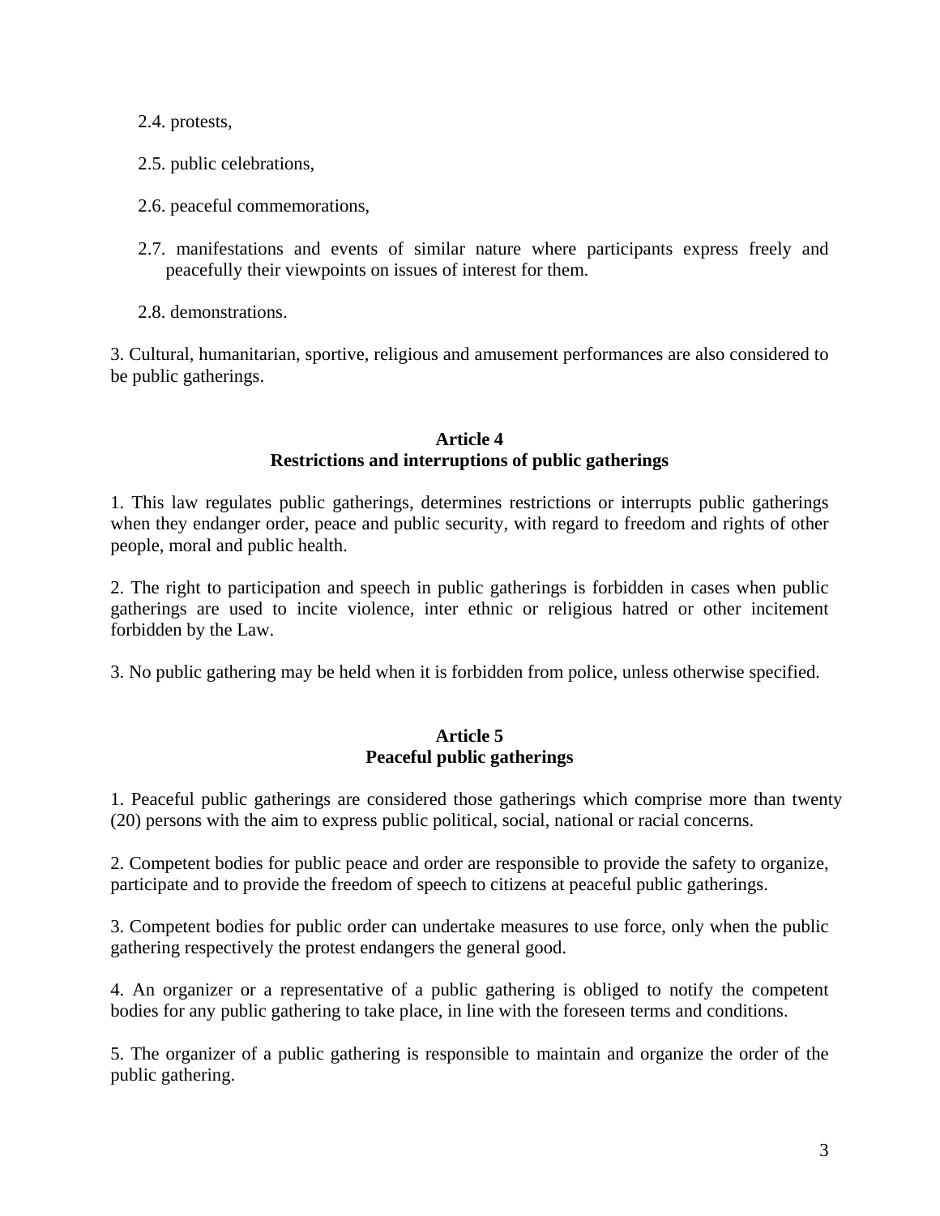2.4. protests,

2.5. public celebrations,

2.6. peaceful commemorations,

2.7. manifestations and events of similar nature where participants express freely and peacefully their viewpoints on issues of interest for them.

2.8. demonstrations.

3. Cultural, humanitarian, sportive, religious and amusement performances are also considered to be public gatherings.

**Article 4**
**Restrictions and interruptions of public gatherings**

1. This law regulates public gatherings, determines restrictions or interrupts public gatherings when they endanger order, peace and public security, with regard to freedom and rights of other people, moral and public health.

2. The right to participation and speech in public gatherings is forbidden in cases when public gatherings are used to incite violence, inter ethnic or religious hatred or other incitement forbidden by the Law.

3. No public gathering may be held when it is forbidden from police, unless otherwise specified.

**Article 5**
**Peaceful public gatherings**

1. Peaceful public gatherings are considered those gatherings which comprise more than twenty (20) persons with the aim to express public political, social, national or racial concerns.

2. Competent bodies for public peace and order are responsible to provide the safety to organize, participate and to provide the freedom of speech to citizens at peaceful public gatherings.

3. Competent bodies for public order can undertake measures to use force, only when the public gathering respectively the protest endangers the general good.

4. An organizer or a representative of a public gathering is obliged to notify the competent bodies for any public gathering to take place, in line with the foreseen terms and conditions.

5. The organizer of a public gathering is responsible to maintain and organize the order of the public gathering.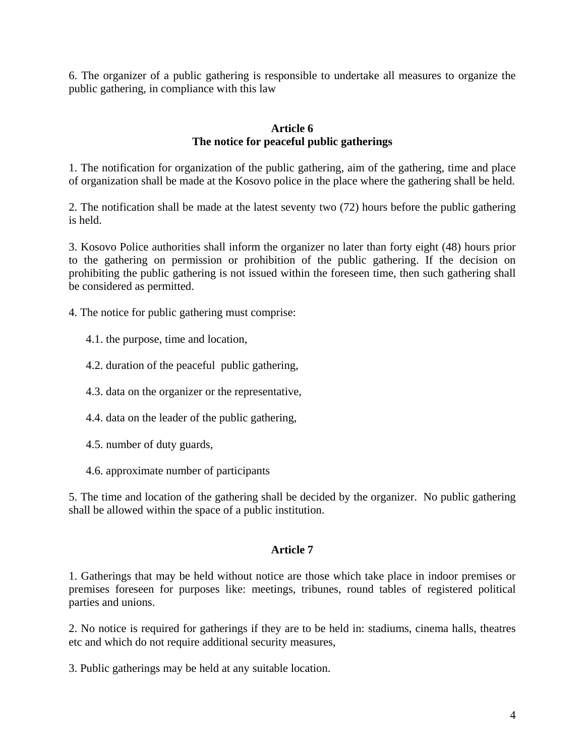6. The organizer of a public gathering is responsible to undertake all measures to organize the public gathering, in compliance with this law

## Article 6
## The notice for peaceful public gatherings

1. The notification for organization of the public gathering, aim of the gathering, time and place of organization shall be made at the Kosovo police in the place where the gathering shall be held.

2. The notification shall be made at the latest seventy two (72) hours before the public gathering is held.

3. Kosovo Police authorities shall inform the organizer no later than forty eight (48) hours prior to the gathering on permission or prohibition of the public gathering. If the decision on prohibiting the public gathering is not issued within the foreseen time, then such gathering shall be considered as permitted.

4. The notice for public gathering must comprise:

   4.1. the purpose, time and location,

   4.2. duration of the peaceful public gathering,

   4.3. data on the organizer or the representative,

   4.4. data on the leader of the public gathering,

   4.5. number of duty guards,

   4.6. approximate number of participants

5. The time and location of the gathering shall be decided by the organizer. No public gathering shall be allowed within the space of a public institution.

## Article 7

1. Gatherings that may be held without notice are those which take place in indoor premises or premises foreseen for purposes like: meetings, tribunes, round tables of registered political parties and unions.

2. No notice is required for gatherings if they are to be held in: stadiums, cinema halls, theatres etc and which do not require additional security measures,

3. Public gatherings may be held at any suitable location.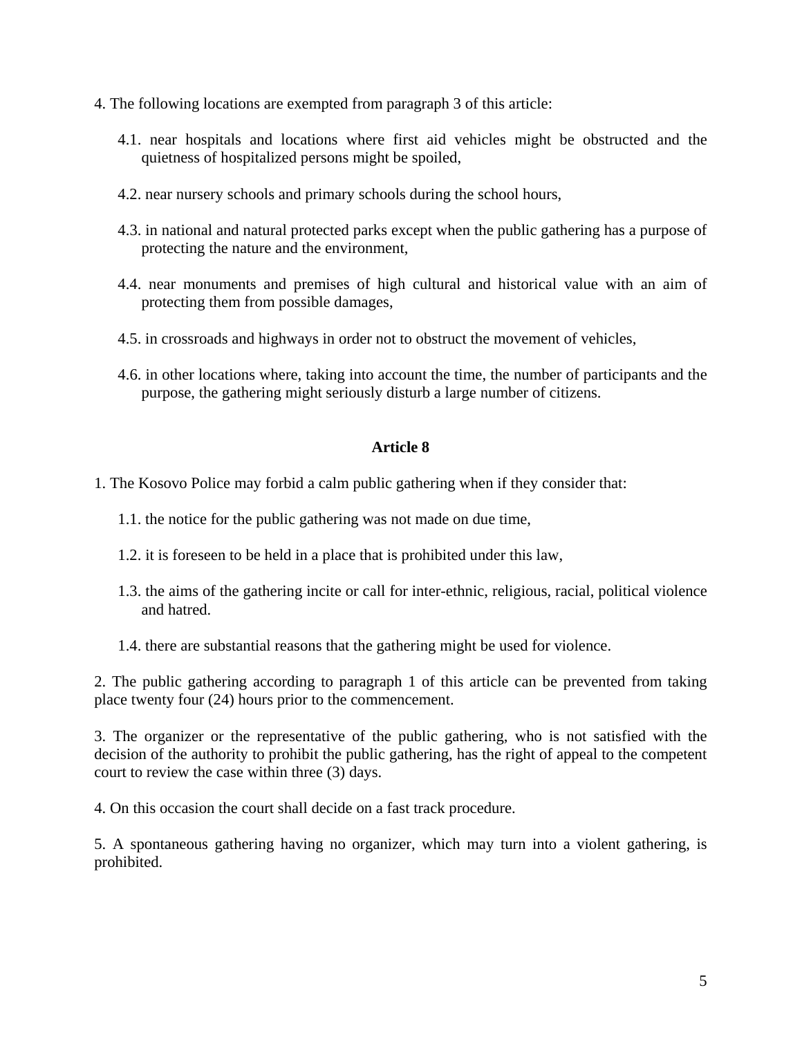4. The following locations are exempted from paragraph 3 of this article:

4.1. near hospitals and locations where first aid vehicles might be obstructed and the quietness of hospitalized persons might be spoiled,

4.2. near nursery schools and primary schools during the school hours,

4.3. in national and natural protected parks except when the public gathering has a purpose of protecting the nature and the environment,

4.4. near monuments and premises of high cultural and historical value with an aim of protecting them from possible damages,

4.5. in crossroads and highways in order not to obstruct the movement of vehicles,

4.6. in other locations where, taking into account the time, the number of participants and the purpose, the gathering might seriously disturb a large number of citizens.

**Article 8**

1. The Kosovo Police may forbid a calm public gathering when if they consider that:

1.1. the notice for the public gathering was not made on due time,

1.2. it is foreseen to be held in a place that is prohibited under this law,

1.3. the aims of the gathering incite or call for inter-ethnic, religious, racial, political violence and hatred.

1.4. there are substantial reasons that the gathering might be used for violence.

2. The public gathering according to paragraph 1 of this article can be prevented from taking place twenty four (24) hours prior to the commencement.

3. The organizer or the representative of the public gathering, who is not satisfied with the decision of the authority to prohibit the public gathering, has the right of appeal to the competent court to review the case within three (3) days.

4. On this occasion the court shall decide on a fast track procedure.

5. A spontaneous gathering having no organizer, which may turn into a violent gathering, is prohibited.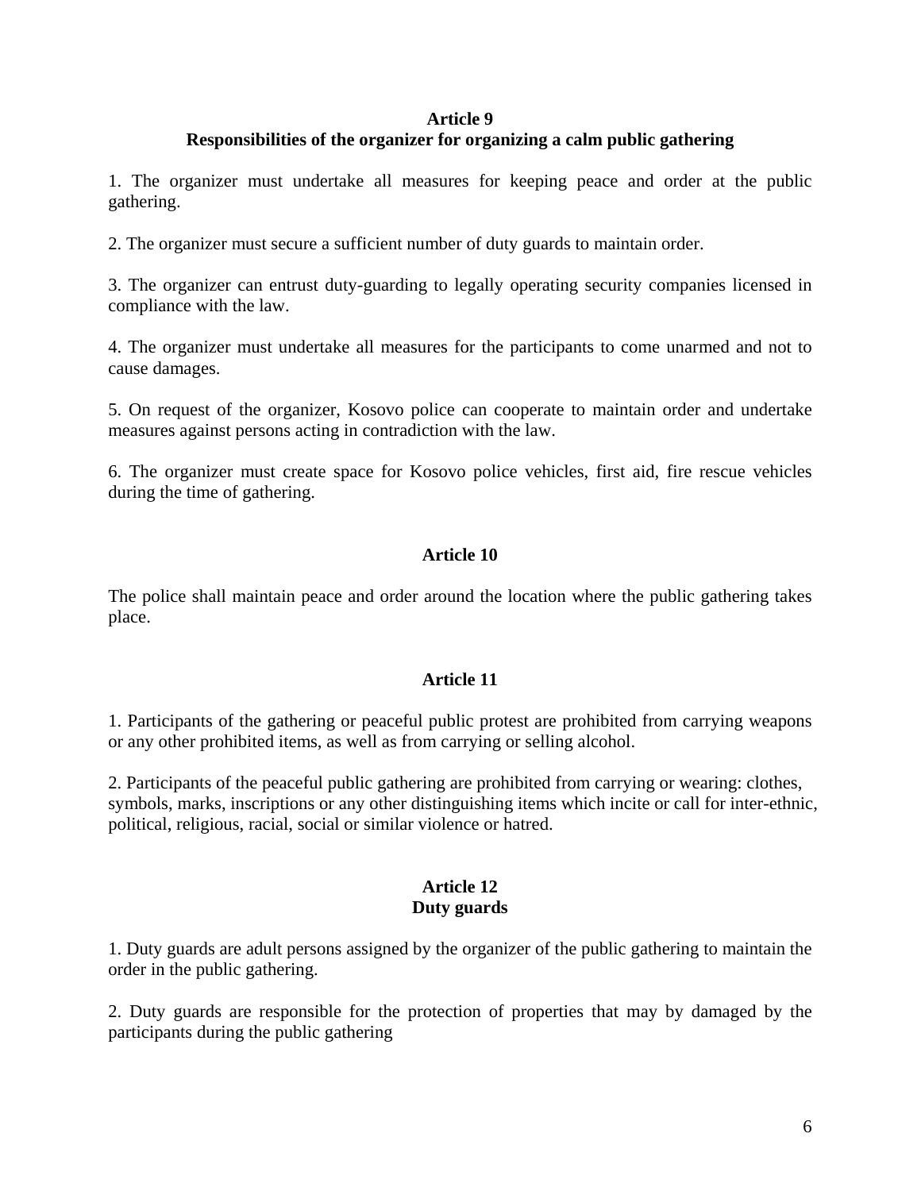## Article 9
## Responsibilities of the organizer for organizing a calm public gathering

1. The organizer must undertake all measures for keeping peace and order at the public gathering.

2. The organizer must secure a sufficient number of duty guards to maintain order.

3. The organizer can entrust duty-guarding to legally operating security companies licensed in compliance with the law.

4. The organizer must undertake all measures for the participants to come unarmed and not to cause damages.

5. On request of the organizer, Kosovo police can cooperate to maintain order and undertake measures against persons acting in contradiction with the law.

6. The organizer must create space for Kosovo police vehicles, first aid, fire rescue vehicles during the time of gathering.

## Article 10

The police shall maintain peace and order around the location where the public gathering takes place.

## Article 11

1. Participants of the gathering or peaceful public protest are prohibited from carrying weapons or any other prohibited items, as well as from carrying or selling alcohol.

2. Participants of the peaceful public gathering are prohibited from carrying or wearing: clothes, symbols, marks, inscriptions or any other distinguishing items which incite or call for inter-ethnic, political, religious, racial, social or similar violence or hatred.

## Article 12
## Duty guards

1. Duty guards are adult persons assigned by the organizer of the public gathering to maintain the order in the public gathering.

2. Duty guards are responsible for the protection of properties that may by damaged by the participants during the public gathering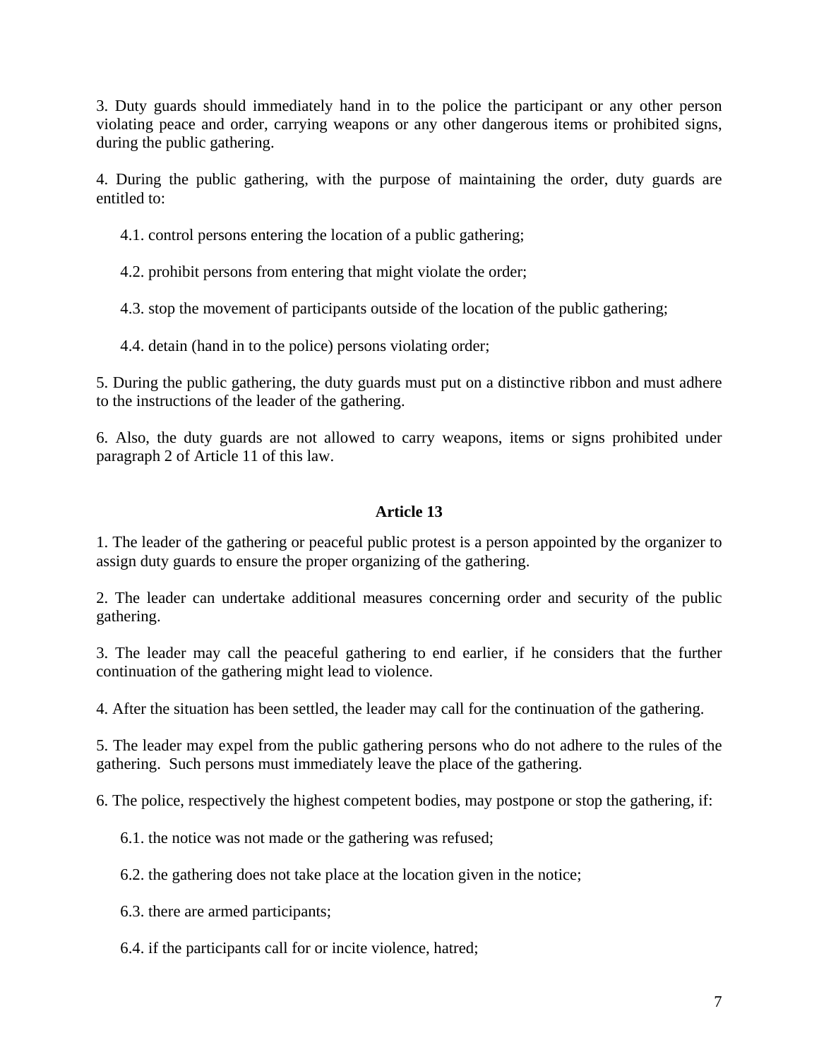3. Duty guards should immediately hand in to the police the participant or any other person violating peace and order, carrying weapons or any other dangerous items or prohibited signs, during the public gathering.

4. During the public gathering, with the purpose of maintaining the order, duty guards are entitled to:

4.1. control persons entering the location of a public gathering;

4.2. prohibit persons from entering that might violate the order;

4.3. stop the movement of participants outside of the location of the public gathering;

4.4. detain (hand in to the police) persons violating order;

5. During the public gathering, the duty guards must put on a distinctive ribbon and must adhere to the instructions of the leader of the gathering.

6. Also, the duty guards are not allowed to carry weapons, items or signs prohibited under paragraph 2 of Article 11 of this law.

## Article 13

1. The leader of the gathering or peaceful public protest is a person appointed by the organizer to assign duty guards to ensure the proper organizing of the gathering.

2. The leader can undertake additional measures concerning order and security of the public gathering.

3. The leader may call the peaceful gathering to end earlier, if he considers that the further continuation of the gathering might lead to violence.

4. After the situation has been settled, the leader may call for the continuation of the gathering.

5. The leader may expel from the public gathering persons who do not adhere to the rules of the gathering. Such persons must immediately leave the place of the gathering.

6. The police, respectively the highest competent bodies, may postpone or stop the gathering, if:

6.1. the notice was not made or the gathering was refused;

6.2. the gathering does not take place at the location given in the notice;

6.3. there are armed participants;

6.4. if the participants call for or incite violence, hatred;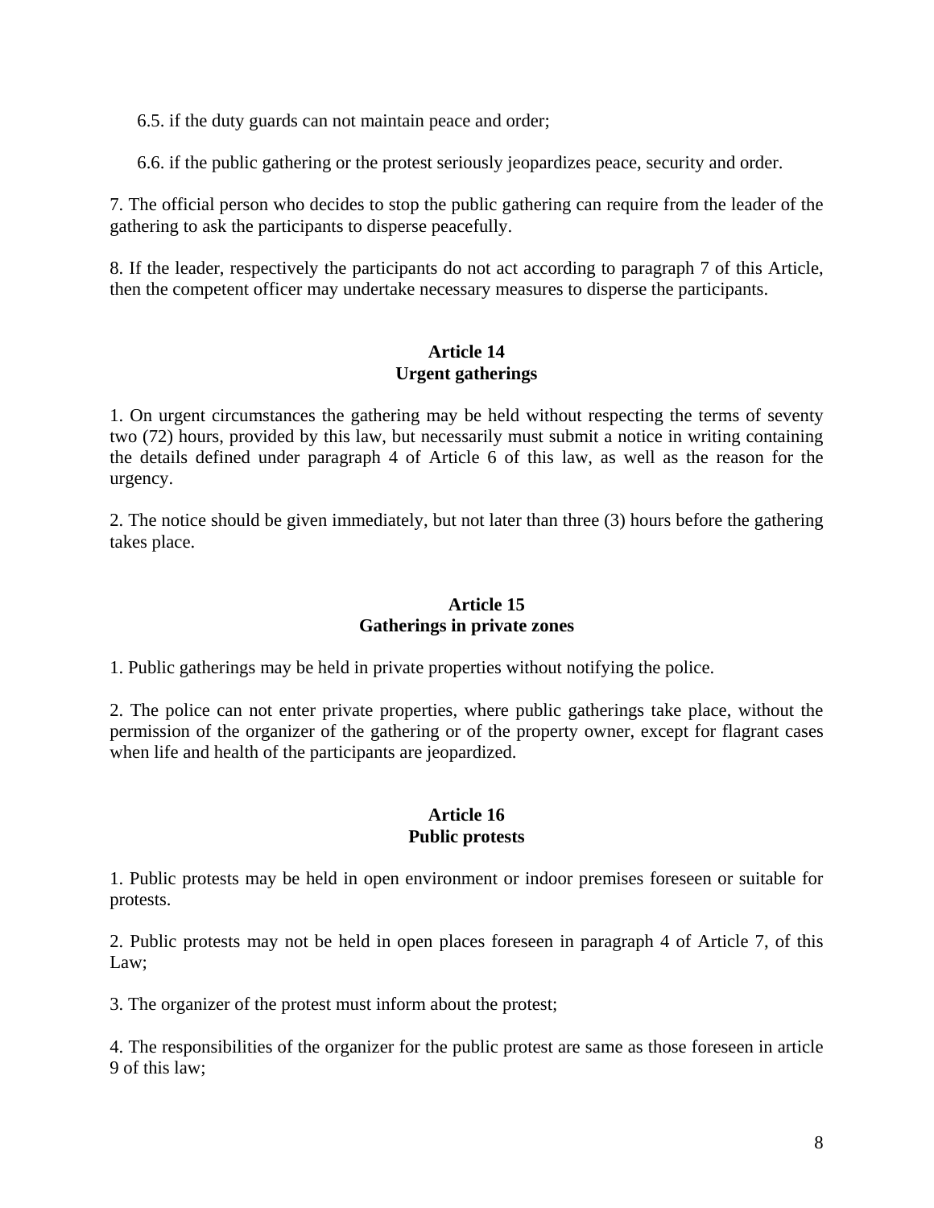6.5. if the duty guards can not maintain peace and order;

6.6. if the public gathering or the protest seriously jeopardizes peace, security and order.

7. The official person who decides to stop the public gathering can require from the leader of the gathering to ask the participants to disperse peacefully.

8. If the leader, respectively the participants do not act according to paragraph 7 of this Article, then the competent officer may undertake necessary measures to disperse the participants.

### Article 14
### Urgent gatherings

1. On urgent circumstances the gathering may be held without respecting the terms of seventy two (72) hours, provided by this law, but necessarily must submit a notice in writing containing the details defined under paragraph 4 of Article 6 of this law, as well as the reason for the urgency.

2. The notice should be given immediately, but not later than three (3) hours before the gathering takes place.

### Article 15
### Gatherings in private zones

1. Public gatherings may be held in private properties without notifying the police.

2. The police can not enter private properties, where public gatherings take place, without the permission of the organizer of the gathering or of the property owner, except for flagrant cases when life and health of the participants are jeopardized.

### Article 16
### Public protests

1. Public protests may be held in open environment or indoor premises foreseen or suitable for protests.

2. Public protests may not be held in open places foreseen in paragraph 4 of Article 7, of this Law;

3. The organizer of the protest must inform about the protest;

4. The responsibilities of the organizer for the public protest are same as those foreseen in article 9 of this law;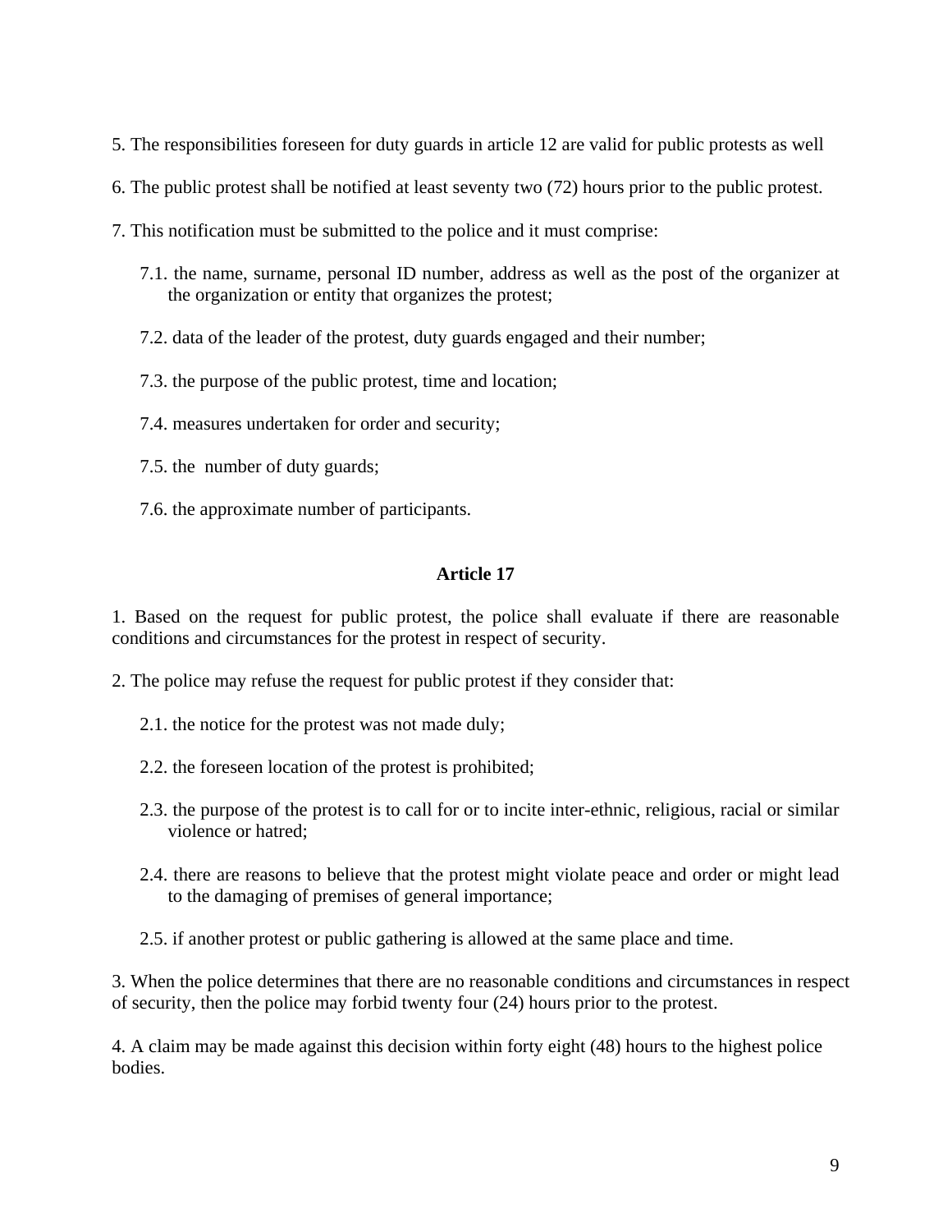5. The responsibilities foreseen for duty guards in article 12 are valid for public protests as well

6. The public protest shall be notified at least seventy two (72) hours prior to the public protest.

7. This notification must be submitted to the police and it must comprise:

   7.1. the name, surname, personal ID number, address as well as the post of the organizer at the organization or entity that organizes the protest;

   7.2. data of the leader of the protest, duty guards engaged and their number;

   7.3. the purpose of the public protest, time and location;

   7.4. measures undertaken for order and security;

   7.5. the number of duty guards;

   7.6. the approximate number of participants.

### Article 17

1. Based on the request for public protest, the police shall evaluate if there are reasonable conditions and circumstances for the protest in respect of security.

2. The police may refuse the request for public protest if they consider that:

   2.1. the notice for the protest was not made duly;

   2.2. the foreseen location of the protest is prohibited;

   2.3. the purpose of the protest is to call for or to incite inter-ethnic, religious, racial or similar violence or hatred;

   2.4. there are reasons to believe that the protest might violate peace and order or might lead to the damaging of premises of general importance;

   2.5. if another protest or public gathering is allowed at the same place and time.

3. When the police determines that there are no reasonable conditions and circumstances in respect of security, then the police may forbid twenty four (24) hours prior to the protest.

4. A claim may be made against this decision within forty eight (48) hours to the highest police bodies.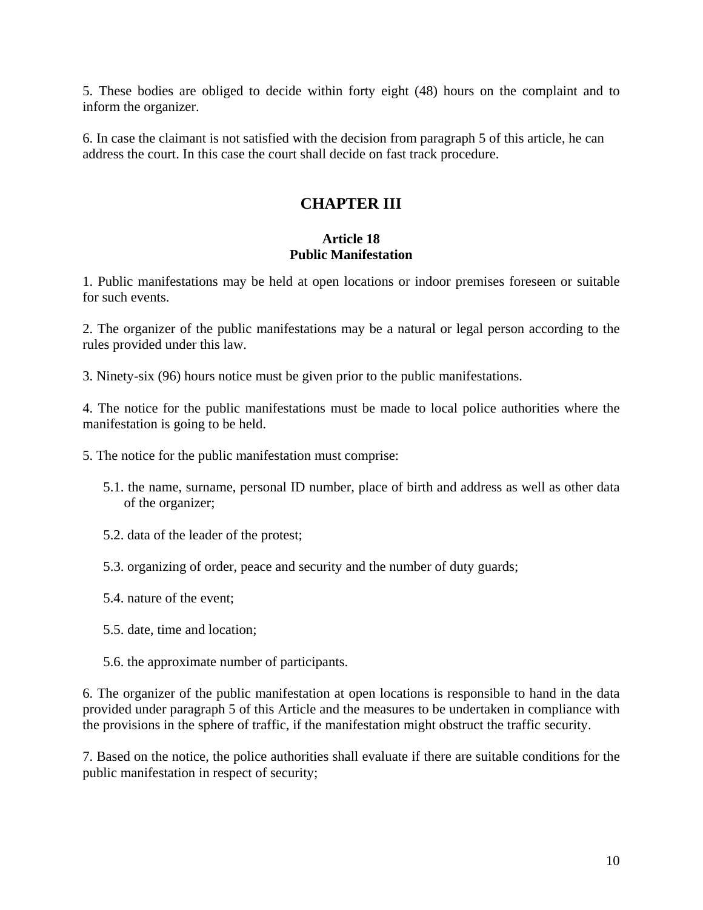5. These bodies are obliged to decide within forty eight (48) hours on the complaint and to inform the organizer.

6. In case the claimant is not satisfied with the decision from paragraph 5 of this article, he can address the court. In this case the court shall decide on fast track procedure.

## CHAPTER III

### Article 18
### Public Manifestation

1. Public manifestations may be held at open locations or indoor premises foreseen or suitable for such events.

2. The organizer of the public manifestations may be a natural or legal person according to the rules provided under this law.

3. Ninety-six (96) hours notice must be given prior to the public manifestations.

4. The notice for the public manifestations must be made to local police authorities where the manifestation is going to be held.

5. The notice for the public manifestation must comprise:

   5.1. the name, surname, personal ID number, place of birth and address as well as other data of the organizer;

   5.2. data of the leader of the protest;

   5.3. organizing of order, peace and security and the number of duty guards;

   5.4. nature of the event;

   5.5. date, time and location;

   5.6. the approximate number of participants.

6. The organizer of the public manifestation at open locations is responsible to hand in the data provided under paragraph 5 of this Article and the measures to be undertaken in compliance with the provisions in the sphere of traffic, if the manifestation might obstruct the traffic security.

7. Based on the notice, the police authorities shall evaluate if there are suitable conditions for the public manifestation in respect of security;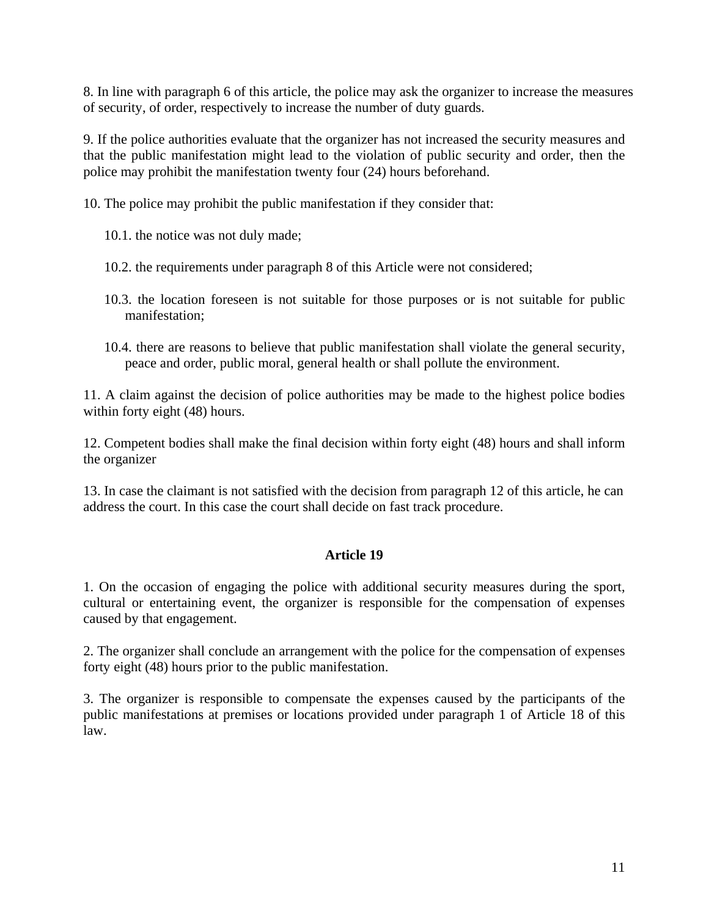8. In line with paragraph 6 of this article, the police may ask the organizer to increase the measures of security, of order, respectively to increase the number of duty guards.

9. If the police authorities evaluate that the organizer has not increased the security measures and that the public manifestation might lead to the violation of public security and order, then the police may prohibit the manifestation twenty four (24) hours beforehand.

10. The police may prohibit the public manifestation if they consider that:

10.1. the notice was not duly made;

10.2. the requirements under paragraph 8 of this Article were not considered;

10.3. the location foreseen is not suitable for those purposes or is not suitable for public manifestation;

10.4. there are reasons to believe that public manifestation shall violate the general security, peace and order, public moral, general health or shall pollute the environment.

11. A claim against the decision of police authorities may be made to the highest police bodies within forty eight (48) hours.

12. Competent bodies shall make the final decision within forty eight (48) hours and shall inform the organizer

13. In case the claimant is not satisfied with the decision from paragraph 12 of this article, he can address the court. In this case the court shall decide on fast track procedure.

### Article 19

1. On the occasion of engaging the police with additional security measures during the sport, cultural or entertaining event, the organizer is responsible for the compensation of expenses caused by that engagement.

2. The organizer shall conclude an arrangement with the police for the compensation of expenses forty eight (48) hours prior to the public manifestation.

3. The organizer is responsible to compensate the expenses caused by the participants of the public manifestations at premises or locations provided under paragraph 1 of Article 18 of this law.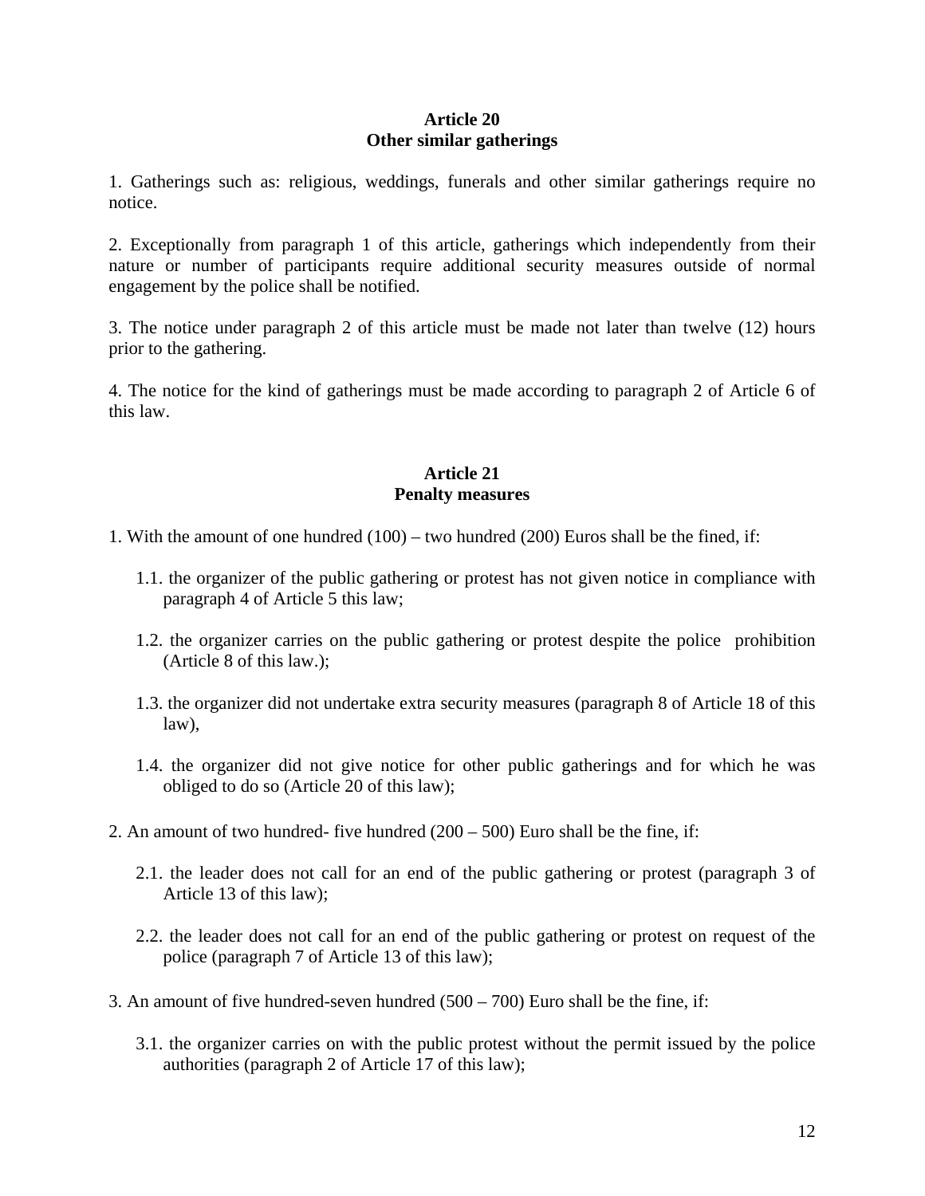**Article 20**
**Other similar gatherings**

1. Gatherings such as: religious, weddings, funerals and other similar gatherings require no notice.

2. Exceptionally from paragraph 1 of this article, gatherings which independently from their nature or number of participants require additional security measures outside of normal engagement by the police shall be notified.

3. The notice under paragraph 2 of this article must be made not later than twelve (12) hours prior to the gathering.

4. The notice for the kind of gatherings must be made according to paragraph 2 of Article 6 of this law.

**Article 21**
**Penalty measures**

1. With the amount of one hundred (100) – two hundred (200) Euros shall be the fined, if:

   1.1. the organizer of the public gathering or protest has not given notice in compliance with paragraph 4 of Article 5 this law;

   1.2. the organizer carries on the public gathering or protest despite the police prohibition (Article 8 of this law.);

   1.3. the organizer did not undertake extra security measures (paragraph 8 of Article 18 of this law),

   1.4. the organizer did not give notice for other public gatherings and for which he was obliged to do so (Article 20 of this law);

2. An amount of two hundred- five hundred (200 – 500) Euro shall be the fine, if:

   2.1. the leader does not call for an end of the public gathering or protest (paragraph 3 of Article 13 of this law);

   2.2. the leader does not call for an end of the public gathering or protest on request of the police (paragraph 7 of Article 13 of this law);

3. An amount of five hundred-seven hundred (500 – 700) Euro shall be the fine, if:

   3.1. the organizer carries on with the public protest without the permit issued by the police authorities (paragraph 2 of Article 17 of this law);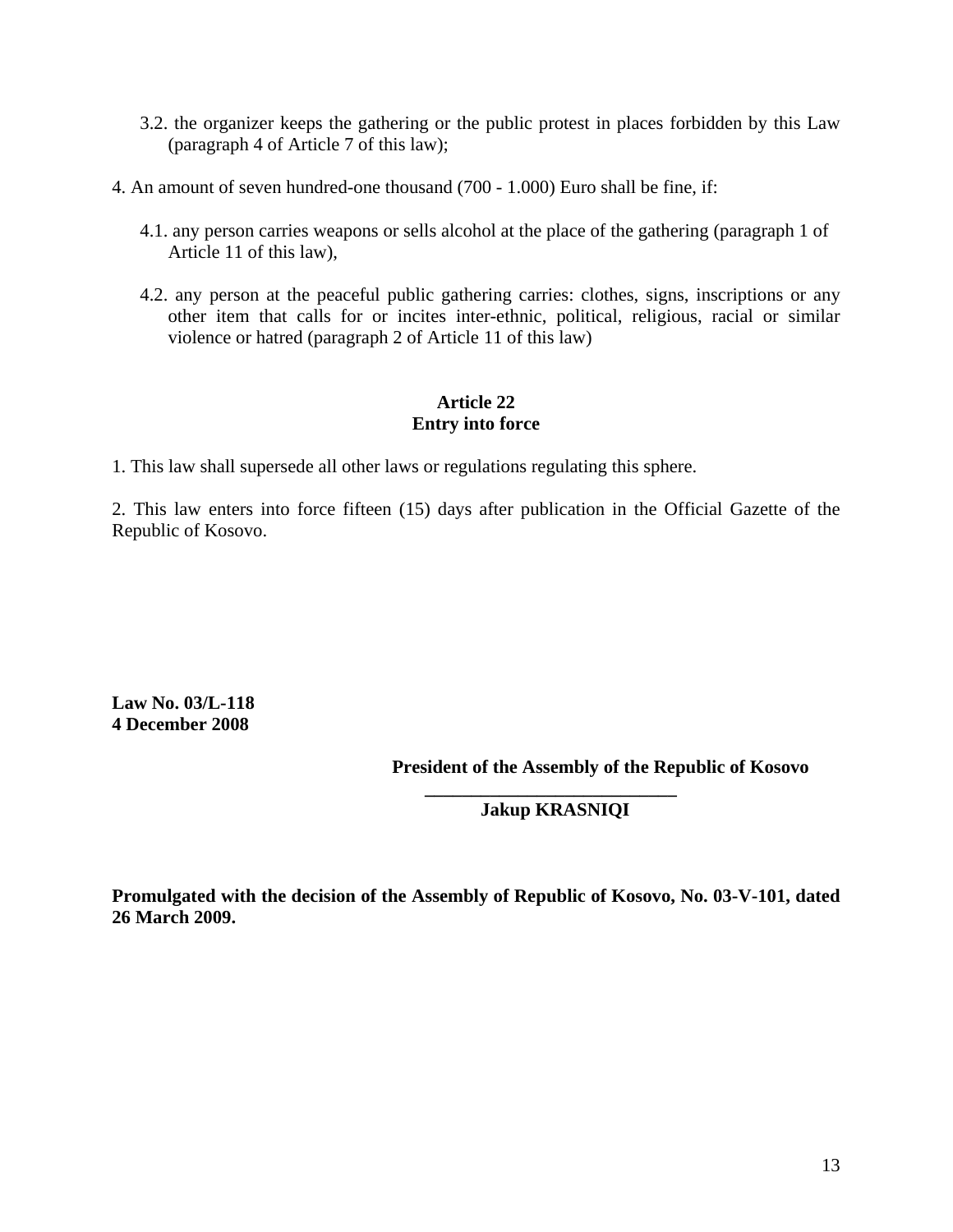3.2. the organizer keeps the gathering or the public protest in places forbidden by this Law (paragraph 4 of Article 7 of this law);

4. An amount of seven hundred-one thousand (700 - 1.000) Euro shall be fine, if:

4.1. any person carries weapons or sells alcohol at the place of the gathering (paragraph 1 of Article 11 of this law),

4.2. any person at the peaceful public gathering carries: clothes, signs, inscriptions or any other item that calls for or incites inter-ethnic, political, religious, racial or similar violence or hatred (paragraph 2 of Article 11 of this law)

**Article 22**
**Entry into force**

1. This law shall supersede all other laws or regulations regulating this sphere.

2. This law enters into force fifteen (15) days after publication in the Official Gazette of the Republic of Kosovo.

**Law No. 03/L-118**
**4 December 2008**

**President of the Assembly of the Republic of Kosovo**

**___________________________**

**Jakup KRASNIQI**

**Promulgated with the decision of the Assembly of Republic of Kosovo, No. 03-V-101, dated 26 March 2009.**